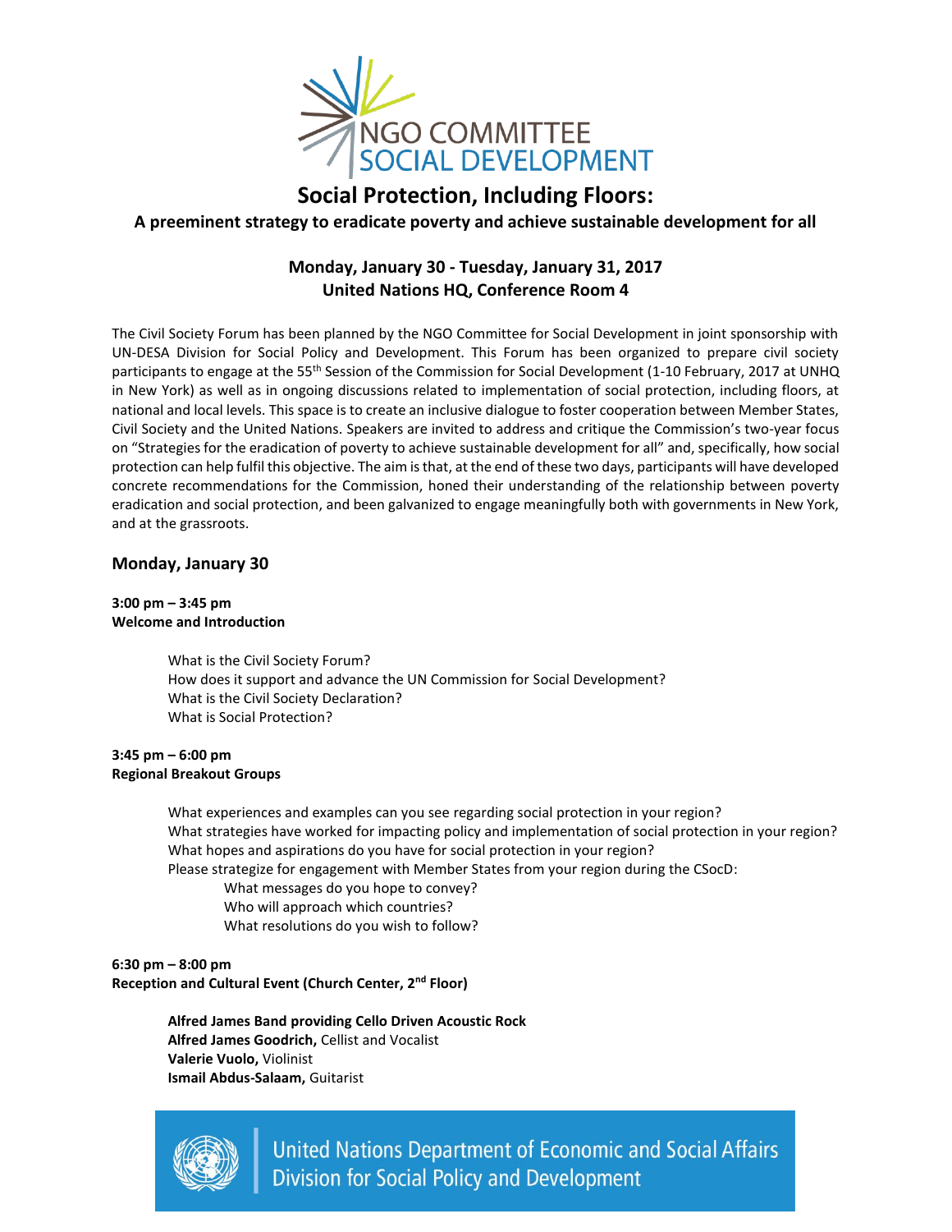NGO COMMITTEE SOCIAL DEVELOPMENT

# Social Protection, Including Floors:

## A preeminent strategy to eradicate poverty and achieve sustainable development for all

**Monday, January 30 - Tuesday, January 31, 2017**
**United Nations HQ, Conference Room 4**

The Civil Society Forum has been planned by the NGO Committee for Social Development in joint sponsorship with UN-DESA Division for Social Policy and Development. This Forum has been organized to prepare civil society participants to engage at the 55th Session of the Commission for Social Development (1-10 February, 2017 at UNHQ in New York) as well as in ongoing discussions related to implementation of social protection, including floors, at national and local levels. This space is to create an inclusive dialogue to foster cooperation between Member States, Civil Society and the United Nations. Speakers are invited to address and critique the Commission's two-year focus on "Strategies for the eradication of poverty to achieve sustainable development for all" and, specifically, how social protection can help fulfil this objective. The aim is that, at the end of these two days, participants will have developed concrete recommendations for the Commission, honed their understanding of the relationship between poverty eradication and social protection, and been galvanized to engage meaningfully both with governments in New York, and at the grassroots.

### Monday, January 30

**3:00 pm – 3:45 pm**
**Welcome and Introduction**

What is the Civil Society Forum?
How does it support and advance the UN Commission for Social Development?
What is the Civil Society Declaration?
What is Social Protection?

**3:45 pm – 6:00 pm**
**Regional Breakout Groups**

What experiences and examples can you see regarding social protection in your region?
What strategies have worked for impacting policy and implementation of social protection in your region?
What hopes and aspirations do you have for social protection in your region?
Please strategize for engagement with Member States from your region during the CSocD:

- What messages do you hope to convey?
- Who will approach which countries?
- What resolutions do you wish to follow?

**6:30 pm – 8:00 pm**
**Reception and Cultural Event (Church Center, 2nd Floor)**

**Alfred James Band providing Cello Driven Acoustic Rock**
**Alfred James Goodrich,** Cellist and Vocalist
**Valerie Vuolo,** Violinist
**Ismail Abdus-Salaam,** Guitarist

United Nations Department of Economic and Social Affairs
Division for Social Policy and Development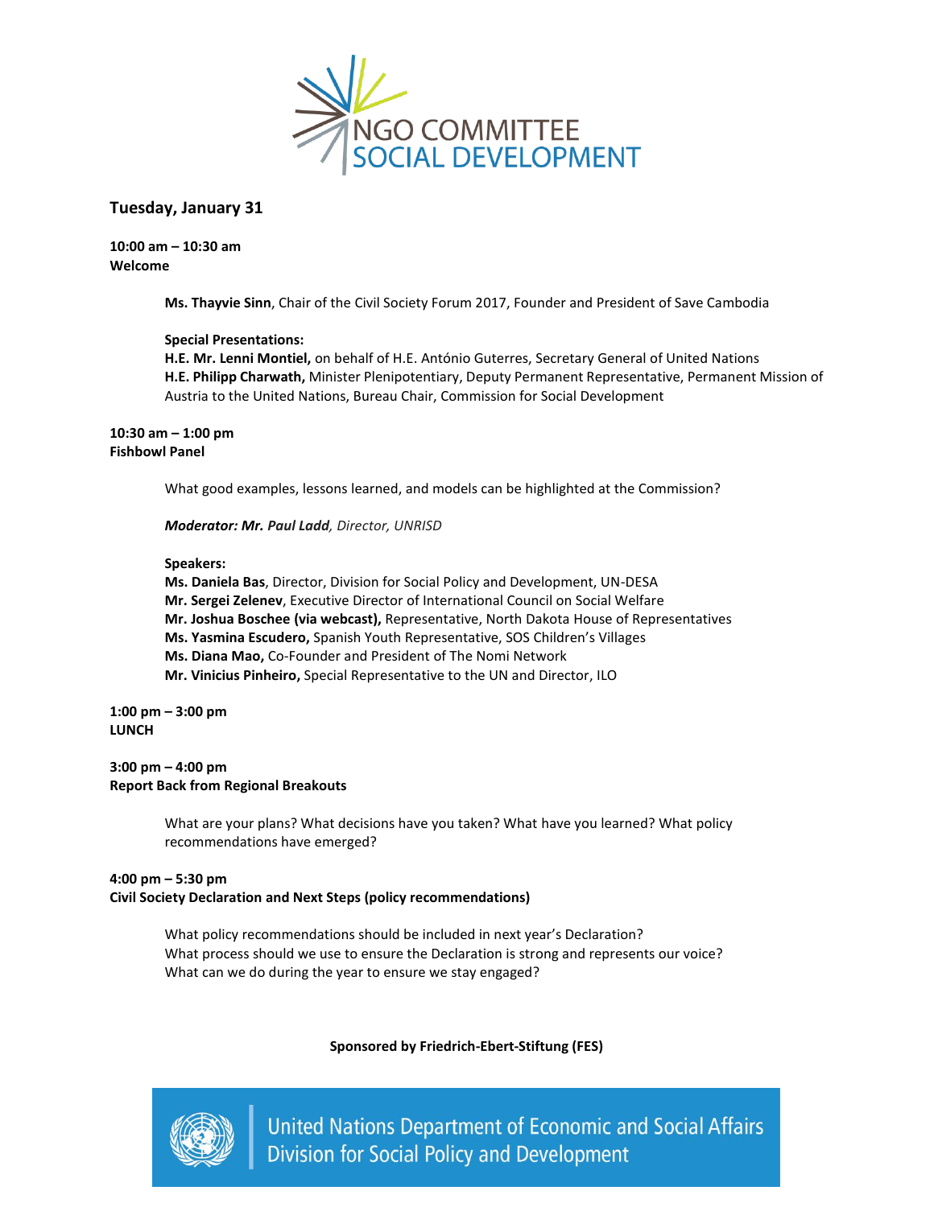NGO COMMITTEE SOCIAL DEVELOPMENT

## Tuesday, January 31

**10:00 am – 10:30 am**
**Welcome**

**Ms. Thayvie Sinn**, Chair of the Civil Society Forum 2017, Founder and President of Save Cambodia

**Special Presentations:**
**H.E. Mr. Lenni Montiel,** on behalf of H.E. António Guterres, Secretary General of United Nations
**H.E. Philipp Charwath,** Minister Plenipotentiary, Deputy Permanent Representative, Permanent Mission of Austria to the United Nations, Bureau Chair, Commission for Social Development

**10:30 am – 1:00 pm**
**Fishbowl Panel**

What good examples, lessons learned, and models can be highlighted at the Commission?

***Moderator: Mr. Paul Ladd****, Director, UNRISD*

**Speakers:**
**Ms. Daniela Bas**, Director, Division for Social Policy and Development, UN-DESA
**Mr. Sergei Zelenev**, Executive Director of International Council on Social Welfare
**Mr. Joshua Boschee (via webcast),** Representative, North Dakota House of Representatives
**Ms. Yasmina Escudero,** Spanish Youth Representative, SOS Children's Villages
**Ms. Diana Mao,** Co-Founder and President of The Nomi Network
**Mr. Vinicius Pinheiro,** Special Representative to the UN and Director, ILO

**1:00 pm – 3:00 pm**
**LUNCH**

**3:00 pm – 4:00 pm**
**Report Back from Regional Breakouts**

What are your plans? What decisions have you taken? What have you learned? What policy recommendations have emerged?

**4:00 pm – 5:30 pm**
**Civil Society Declaration and Next Steps (policy recommendations)**

What policy recommendations should be included in next year's Declaration?
What process should we use to ensure the Declaration is strong and represents our voice?
What can we do during the year to ensure we stay engaged?

**Sponsored by Friedrich-Ebert-Stiftung (FES)**

United Nations Department of Economic and Social Affairs
Division for Social Policy and Development